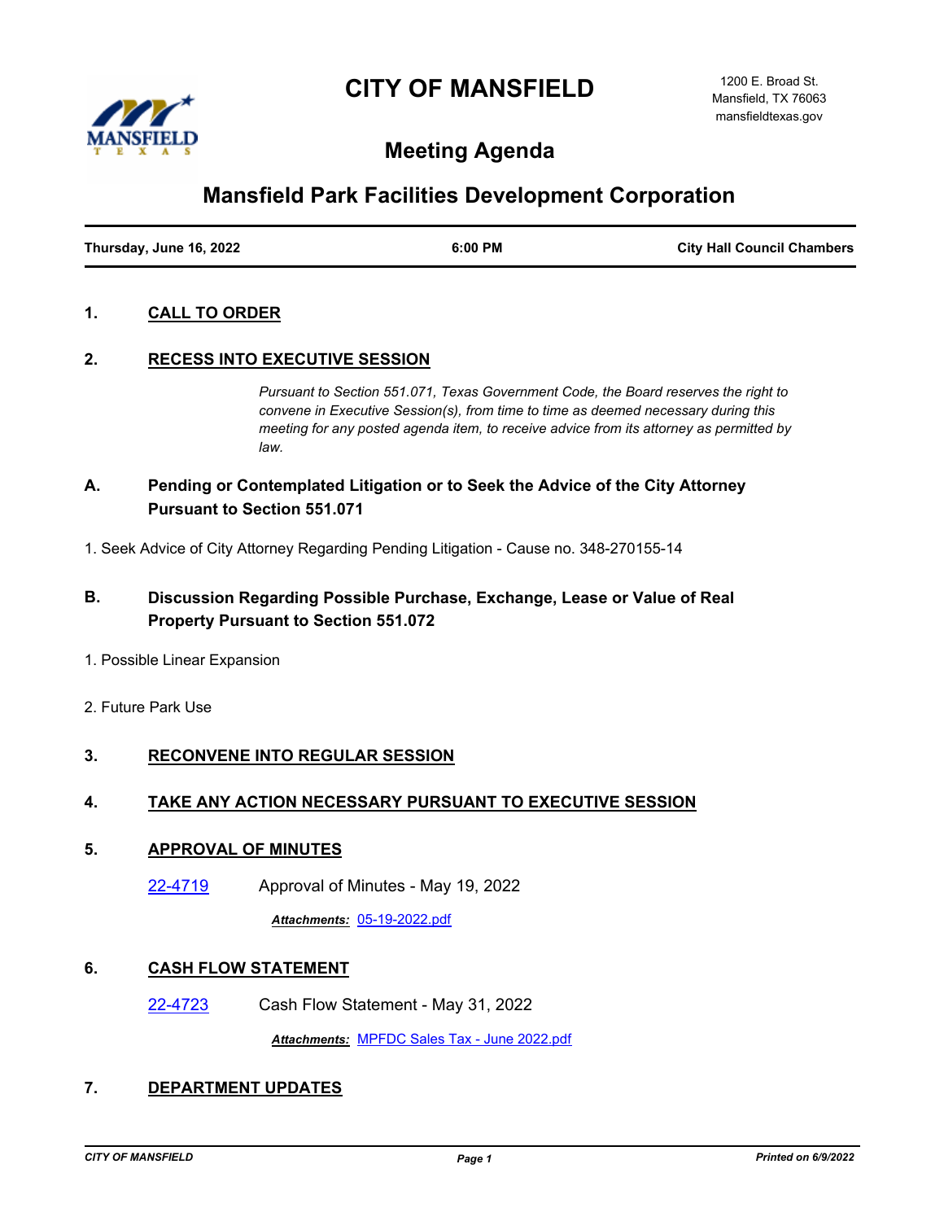# CITY OF MANSFIELD

1200 E. Broad St.
Mansfield, TX 76063
mansfieldtexas.gov

## Meeting Agenda

## Mansfield Park Facilities Development Corporation

**Thursday, June 16, 2022** | **6:00 PM** | **City Hall Council Chambers**

### 1. CALL TO ORDER

### 2. RECESS INTO EXECUTIVE SESSION

*Pursuant to Section 551.071, Texas Government Code, the Board reserves the right to convene in Executive Session(s), from time to time as deemed necessary during this meeting for any posted agenda item, to receive advice from its attorney as permitted by law.*

**A. Pending or Contemplated Litigation or to Seek the Advice of the City Attorney Pursuant to Section 551.071**

1. Seek Advice of City Attorney Regarding Pending Litigation - Cause no. 348-270155-14

**B. Discussion Regarding Possible Purchase, Exchange, Lease or Value of Real Property Pursuant to Section 551.072**

1. Possible Linear Expansion

2. Future Park Use

### 3. RECONVENE INTO REGULAR SESSION

### 4. TAKE ANY ACTION NECESSARY PURSUANT TO EXECUTIVE SESSION

### 5. APPROVAL OF MINUTES

22-4719 Approval of Minutes - May 19, 2022

***Attachments:*** 05-19-2022.pdf

### 6. CASH FLOW STATEMENT

22-4723 Cash Flow Statement - May 31, 2022

***Attachments:*** MPFDC Sales Tax - June 2022.pdf

### 7. DEPARTMENT UPDATES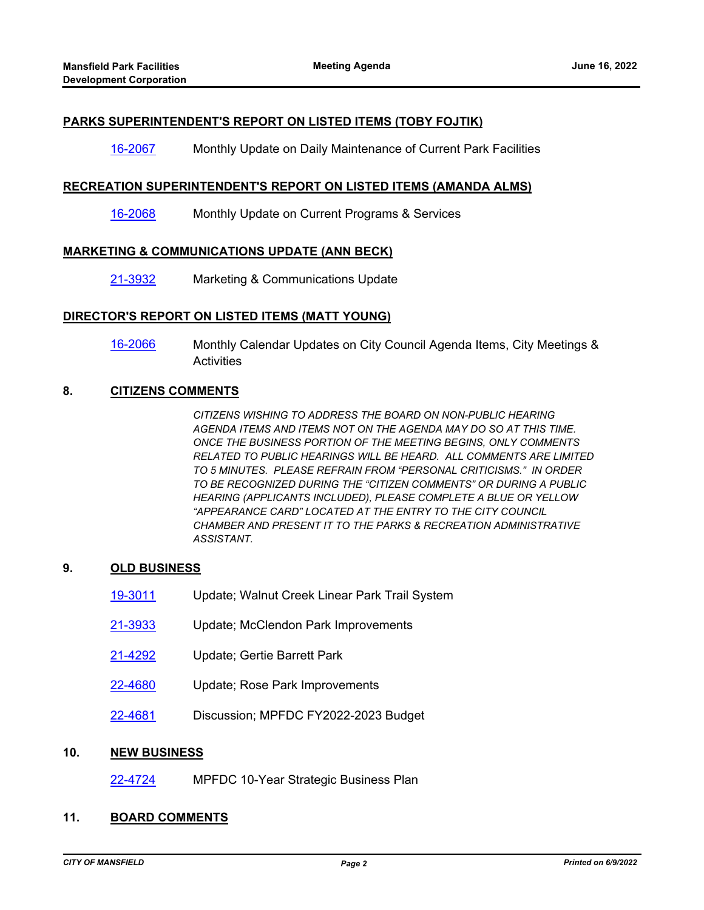**PARKS SUPERINTENDENT'S REPORT ON LISTED ITEMS (TOBY FOJTIK)**

16-2067 Monthly Update on Daily Maintenance of Current Park Facilities

**RECREATION SUPERINTENDENT'S REPORT ON LISTED ITEMS (AMANDA ALMS)**

16-2068 Monthly Update on Current Programs & Services

**MARKETING & COMMUNICATIONS UPDATE (ANN BECK)**

21-3932 Marketing & Communications Update

**DIRECTOR'S REPORT ON LISTED ITEMS (MATT YOUNG)**

16-2066 Monthly Calendar Updates on City Council Agenda Items, City Meetings & Activities

## 8. CITIZENS COMMENTS

*CITIZENS WISHING TO ADDRESS THE BOARD ON NON-PUBLIC HEARING AGENDA ITEMS AND ITEMS NOT ON THE AGENDA MAY DO SO AT THIS TIME. ONCE THE BUSINESS PORTION OF THE MEETING BEGINS, ONLY COMMENTS RELATED TO PUBLIC HEARINGS WILL BE HEARD. ALL COMMENTS ARE LIMITED TO 5 MINUTES. PLEASE REFRAIN FROM "PERSONAL CRITICISMS." IN ORDER TO BE RECOGNIZED DURING THE "CITIZEN COMMENTS" OR DURING A PUBLIC HEARING (APPLICANTS INCLUDED), PLEASE COMPLETE A BLUE OR YELLOW "APPEARANCE CARD" LOCATED AT THE ENTRY TO THE CITY COUNCIL CHAMBER AND PRESENT IT TO THE PARKS & RECREATION ADMINISTRATIVE ASSISTANT.*

## 9. OLD BUSINESS

19-3011 Update; Walnut Creek Linear Park Trail System

21-3933 Update; McClendon Park Improvements

21-4292 Update; Gertie Barrett Park

22-4680 Update; Rose Park Improvements

22-4681 Discussion; MPFDC FY2022-2023 Budget

## 10. NEW BUSINESS

22-4724 MPFDC 10-Year Strategic Business Plan

## 11. BOARD COMMENTS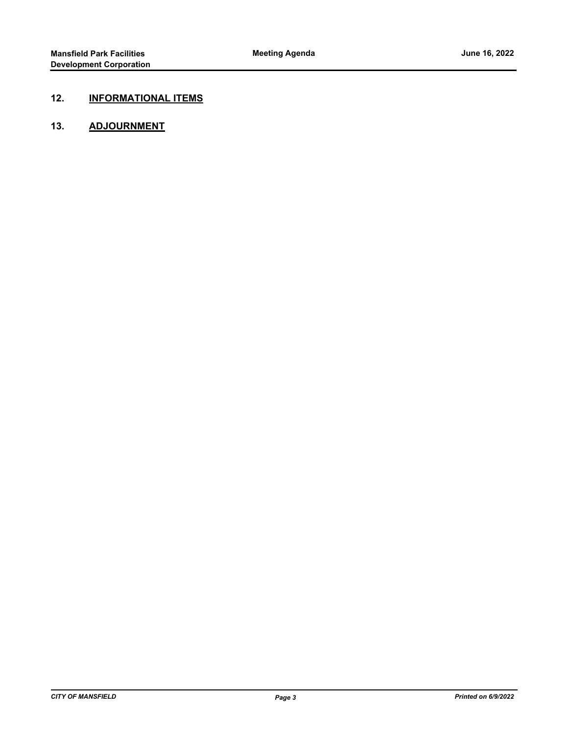## 12. INFORMATIONAL ITEMS

## 13. ADJOURNMENT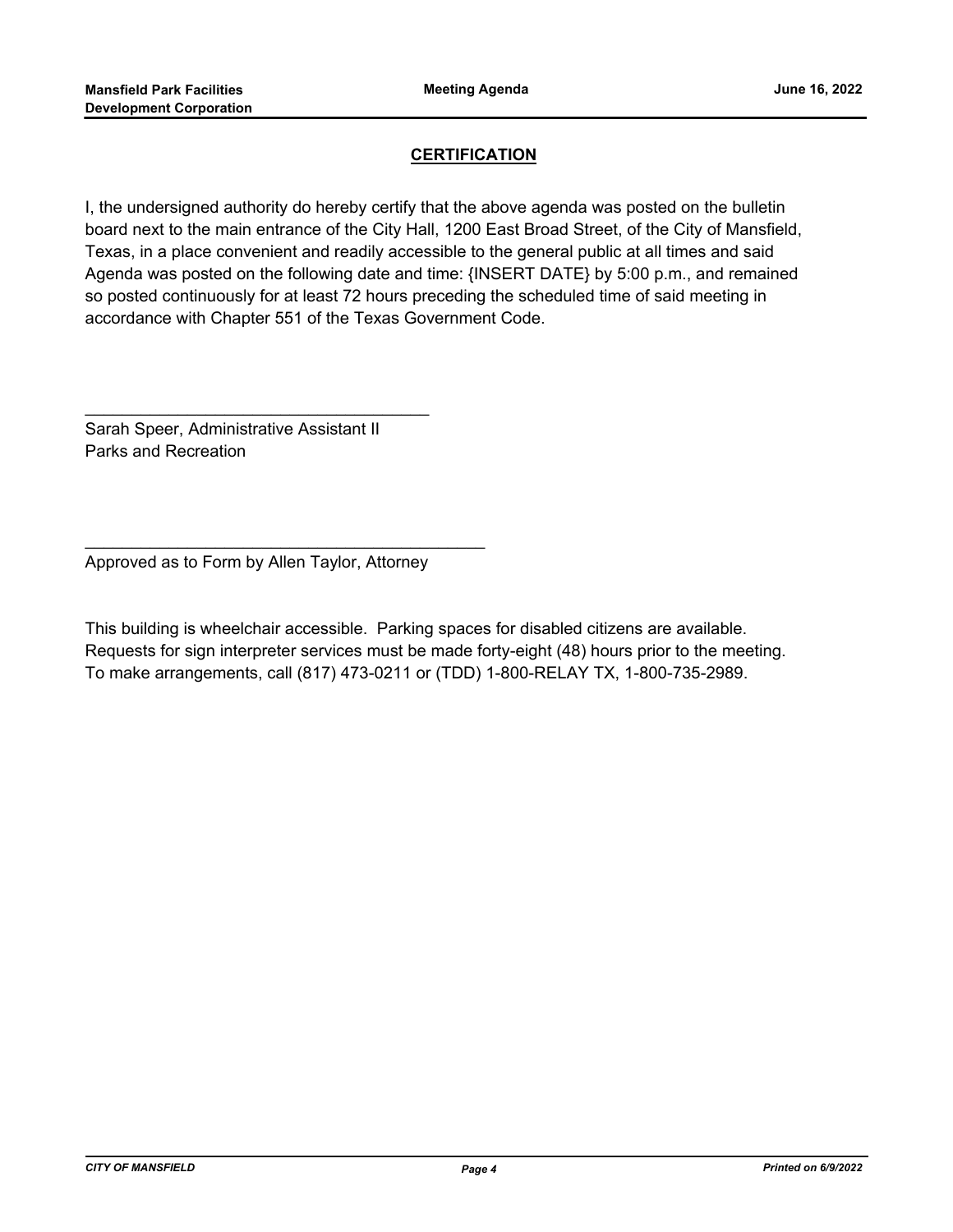## CERTIFICATION

I, the undersigned authority do hereby certify that the above agenda was posted on the bulletin board next to the main entrance of the City Hall, 1200 East Broad Street, of the City of Mansfield, Texas, in a place convenient and readily accessible to the general public at all times and said Agenda was posted on the following date and time: {INSERT DATE} by 5:00 p.m., and remained so posted continuously for at least 72 hours preceding the scheduled time of said meeting in accordance with Chapter 551 of the Texas Government Code.

______________________________________

Sarah Speer, Administrative Assistant II
Parks and Recreation

____________________________________________

Approved as to Form by Allen Taylor, Attorney

This building is wheelchair accessible. Parking spaces for disabled citizens are available. Requests for sign interpreter services must be made forty-eight (48) hours prior to the meeting. To make arrangements, call (817) 473-0211 or (TDD) 1-800-RELAY TX, 1-800-735-2989.